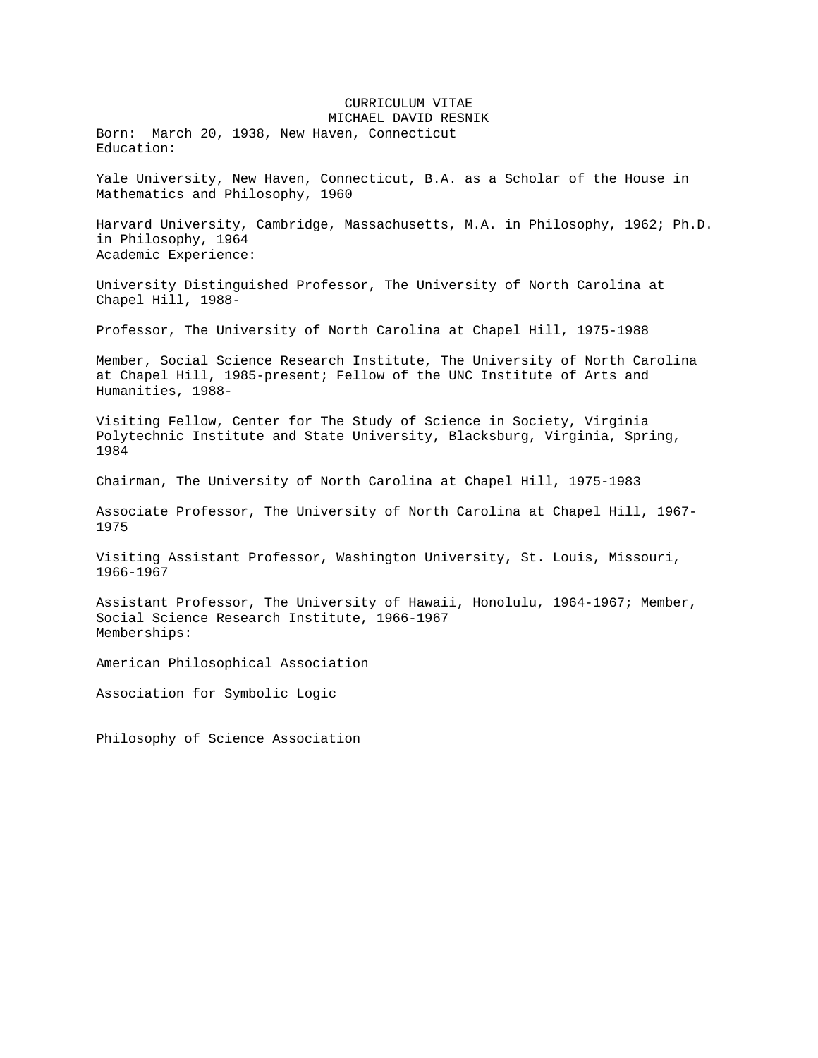# CURRICULUM VITAE

## MICHAEL DAVID RESNIK

Born: March 20, 1938, New Haven, Connecticut

Education:

Yale University, New Haven, Connecticut, B.A. as a Scholar of the House in Mathematics and Philosophy, 1960

Harvard University, Cambridge, Massachusetts, M.A. in Philosophy, 1962; Ph.D. in Philosophy, 1964

Academic Experience:

University Distinguished Professor, The University of North Carolina at Chapel Hill, 1988-

Professor, The University of North Carolina at Chapel Hill, 1975-1988

Member, Social Science Research Institute, The University of North Carolina at Chapel Hill, 1985-present; Fellow of the UNC Institute of Arts and Humanities, 1988-

Visiting Fellow, Center for The Study of Science in Society, Virginia Polytechnic Institute and State University, Blacksburg, Virginia, Spring, 1984

Chairman, The University of North Carolina at Chapel Hill, 1975-1983

Associate Professor, The University of North Carolina at Chapel Hill, 1967-1975

Visiting Assistant Professor, Washington University, St. Louis, Missouri, 1966-1967

Assistant Professor, The University of Hawaii, Honolulu, 1964-1967; Member, Social Science Research Institute, 1966-1967

Memberships:

American Philosophical Association

Association for Symbolic Logic

Philosophy of Science Association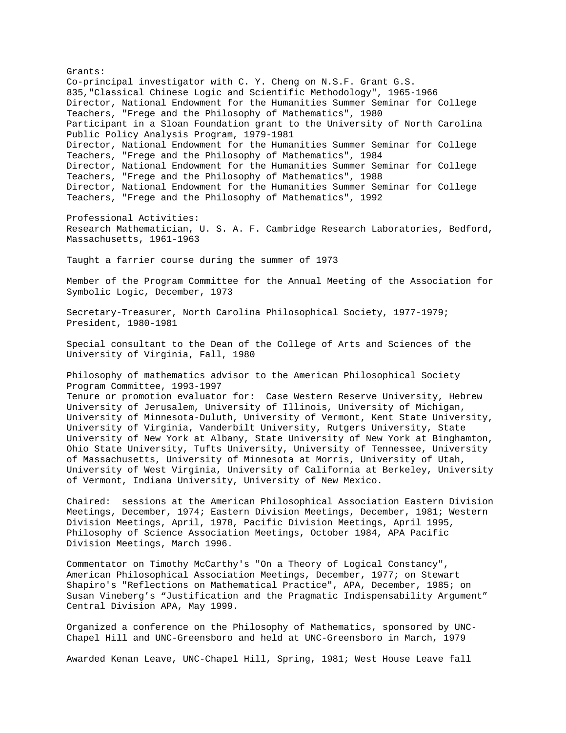Grants:

Co-principal investigator with C. Y. Cheng on N.S.F. Grant G.S. 835,"Classical Chinese Logic and Scientific Methodology", 1965-1966

Director, National Endowment for the Humanities Summer Seminar for College Teachers, "Frege and the Philosophy of Mathematics", 1980

Participant in a Sloan Foundation grant to the University of North Carolina Public Policy Analysis Program, 1979-1981

Director, National Endowment for the Humanities Summer Seminar for College Teachers, "Frege and the Philosophy of Mathematics", 1984

Director, National Endowment for the Humanities Summer Seminar for College Teachers, "Frege and the Philosophy of Mathematics", 1988

Director, National Endowment for the Humanities Summer Seminar for College Teachers, "Frege and the Philosophy of Mathematics", 1992

Professional Activities:

Research Mathematician, U. S. A. F. Cambridge Research Laboratories, Bedford, Massachusetts, 1961-1963

Taught a farrier course during the summer of 1973

Member of the Program Committee for the Annual Meeting of the Association for Symbolic Logic, December, 1973

Secretary-Treasurer, North Carolina Philosophical Society, 1977-1979; President, 1980-1981

Special consultant to the Dean of the College of Arts and Sciences of the University of Virginia, Fall, 1980

Philosophy of mathematics advisor to the American Philosophical Society Program Committee, 1993-1997

Tenure or promotion evaluator for: Case Western Reserve University, Hebrew University of Jerusalem, University of Illinois, University of Michigan, University of Minnesota-Duluth, University of Vermont, Kent State University, University of Virginia, Vanderbilt University, Rutgers University, State University of New York at Albany, State University of New York at Binghamton, Ohio State University, Tufts University, University of Tennessee, University of Massachusetts, University of Minnesota at Morris, University of Utah, University of West Virginia, University of California at Berkeley, University of Vermont, Indiana University, University of New Mexico.

Chaired: sessions at the American Philosophical Association Eastern Division Meetings, December, 1974; Eastern Division Meetings, December, 1981; Western Division Meetings, April, 1978, Pacific Division Meetings, April 1995, Philosophy of Science Association Meetings, October 1984, APA Pacific Division Meetings, March 1996.

Commentator on Timothy McCarthy's "On a Theory of Logical Constancy", American Philosophical Association Meetings, December, 1977; on Stewart Shapiro's "Reflections on Mathematical Practice", APA, December, 1985; on Susan Vineberg's "Justification and the Pragmatic Indispensability Argument" Central Division APA, May 1999.

Organized a conference on the Philosophy of Mathematics, sponsored by UNC-Chapel Hill and UNC-Greensboro and held at UNC-Greensboro in March, 1979

Awarded Kenan Leave, UNC-Chapel Hill, Spring, 1981; West House Leave fall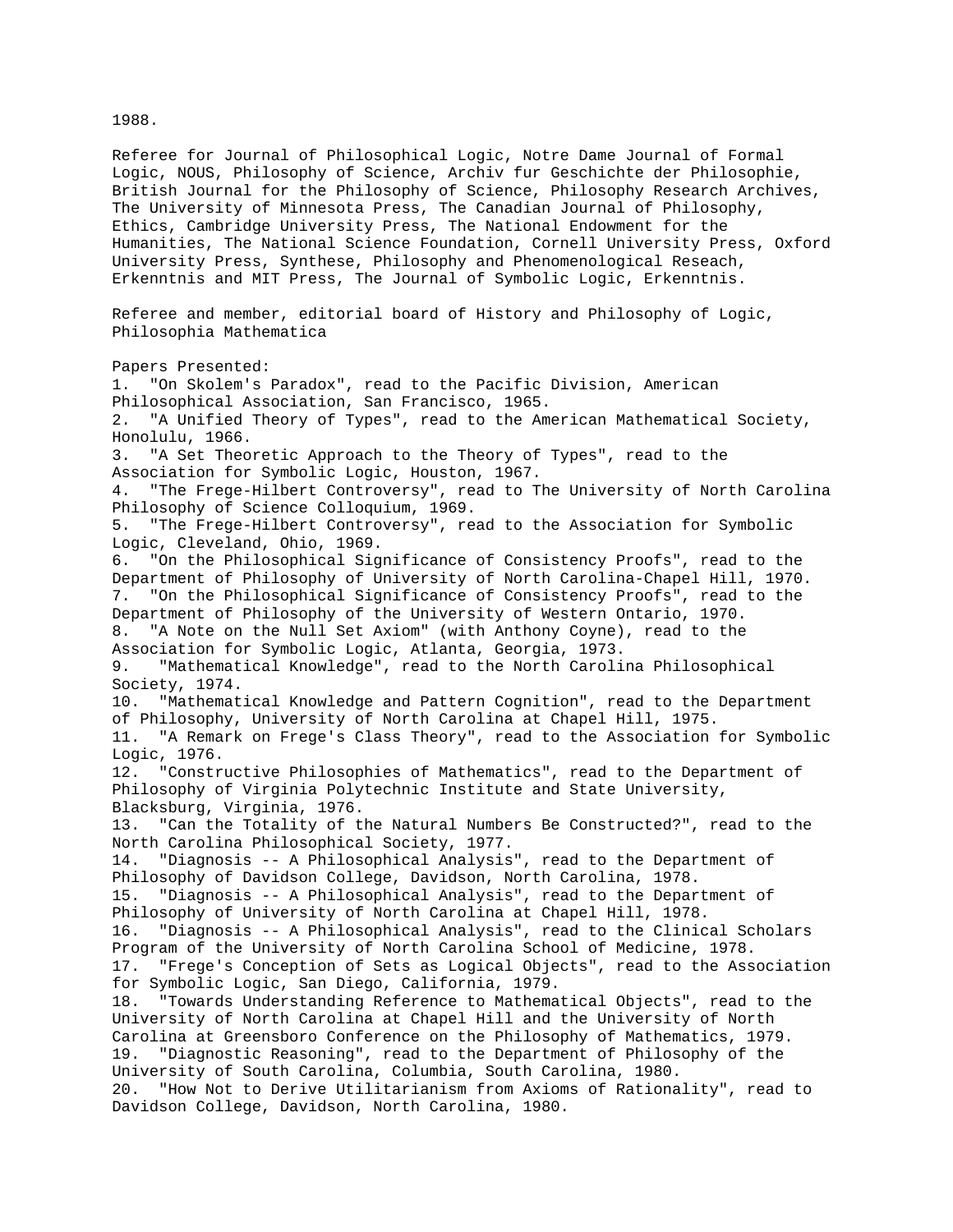1988.

Referee for Journal of Philosophical Logic, Notre Dame Journal of Formal Logic, NOUS, Philosophy of Science, Archiv fur Geschichte der Philosophie, British Journal for the Philosophy of Science, Philosophy Research Archives, The University of Minnesota Press, The Canadian Journal of Philosophy, Ethics, Cambridge University Press, The National Endowment for the Humanities, The National Science Foundation, Cornell University Press, Oxford University Press, Synthese, Philosophy and Phenomenological Reseach, Erkenntnis and MIT Press, The Journal of Symbolic Logic, Erkenntnis.

Referee and member, editorial board of History and Philosophy of Logic, Philosophia Mathematica

Papers Presented:

1. "On Skolem's Paradox", read to the Pacific Division, American Philosophical Association, San Francisco, 1965.
2. "A Unified Theory of Types", read to the American Mathematical Society, Honolulu, 1966.
3. "A Set Theoretic Approach to the Theory of Types", read to the Association for Symbolic Logic, Houston, 1967.
4. "The Frege-Hilbert Controversy", read to The University of North Carolina Philosophy of Science Colloquium, 1969.
5. "The Frege-Hilbert Controversy", read to the Association for Symbolic Logic, Cleveland, Ohio, 1969.
6. "On the Philosophical Significance of Consistency Proofs", read to the Department of Philosophy of University of North Carolina-Chapel Hill, 1970.
7. "On the Philosophical Significance of Consistency Proofs", read to the Department of Philosophy of the University of Western Ontario, 1970.
8. "A Note on the Null Set Axiom" (with Anthony Coyne), read to the Association for Symbolic Logic, Atlanta, Georgia, 1973.
9. "Mathematical Knowledge", read to the North Carolina Philosophical Society, 1974.
10. "Mathematical Knowledge and Pattern Cognition", read to the Department of Philosophy, University of North Carolina at Chapel Hill, 1975.
11. "A Remark on Frege's Class Theory", read to the Association for Symbolic Logic, 1976.
12. "Constructive Philosophies of Mathematics", read to the Department of Philosophy of Virginia Polytechnic Institute and State University, Blacksburg, Virginia, 1976.
13. "Can the Totality of the Natural Numbers Be Constructed?", read to the North Carolina Philosophical Society, 1977.
14. "Diagnosis -- A Philosophical Analysis", read to the Department of Philosophy of Davidson College, Davidson, North Carolina, 1978.
15. "Diagnosis -- A Philosophical Analysis", read to the Department of Philosophy of University of North Carolina at Chapel Hill, 1978.
16. "Diagnosis -- A Philosophical Analysis", read to the Clinical Scholars Program of the University of North Carolina School of Medicine, 1978.
17. "Frege's Conception of Sets as Logical Objects", read to the Association for Symbolic Logic, San Diego, California, 1979.
18. "Towards Understanding Reference to Mathematical Objects", read to the University of North Carolina at Chapel Hill and the University of North Carolina at Greensboro Conference on the Philosophy of Mathematics, 1979.
19. "Diagnostic Reasoning", read to the Department of Philosophy of the University of South Carolina, Columbia, South Carolina, 1980.
20. "How Not to Derive Utilitarianism from Axioms of Rationality", read to Davidson College, Davidson, North Carolina, 1980.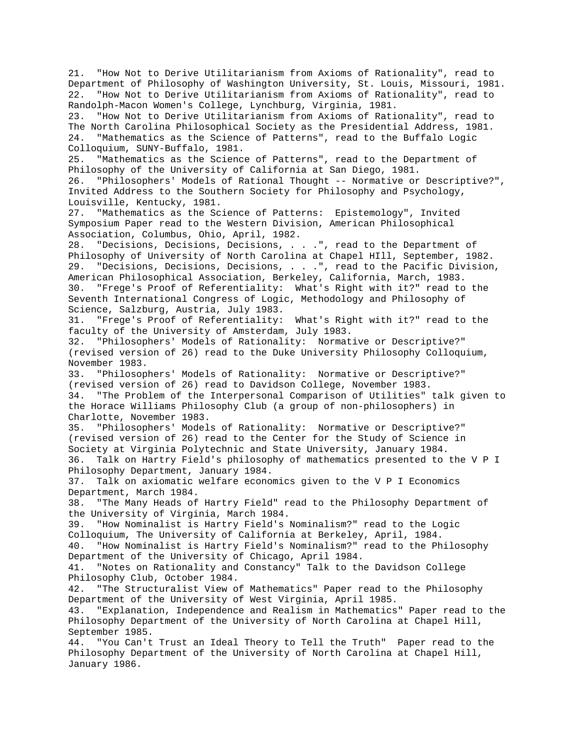21. "How Not to Derive Utilitarianism from Axioms of Rationality", read to Department of Philosophy of Washington University, St. Louis, Missouri, 1981.
22. "How Not to Derive Utilitarianism from Axioms of Rationality", read to Randolph-Macon Women's College, Lynchburg, Virginia, 1981.
23. "How Not to Derive Utilitarianism from Axioms of Rationality", read to The North Carolina Philosophical Society as the Presidential Address, 1981.
24. "Mathematics as the Science of Patterns", read to the Buffalo Logic Colloquium, SUNY-Buffalo, 1981.
25. "Mathematics as the Science of Patterns", read to the Department of Philosophy of the University of California at San Diego, 1981.
26. "Philosophers' Models of Rational Thought -- Normative or Descriptive?", Invited Address to the Southern Society for Philosophy and Psychology, Louisville, Kentucky, 1981.
27. "Mathematics as the Science of Patterns: Epistemology", Invited Symposium Paper read to the Western Division, American Philosophical Association, Columbus, Ohio, April, 1982.
28. "Decisions, Decisions, Decisions, . . .", read to the Department of Philosophy of University of North Carolina at Chapel HIll, September, 1982.
29. "Decisions, Decisions, Decisions, . . .", read to the Pacific Division, American Philosophical Association, Berkeley, California, March, 1983.
30. "Frege's Proof of Referentiality: What's Right with it?" read to the Seventh International Congress of Logic, Methodology and Philosophy of Science, Salzburg, Austria, July 1983.
31. "Frege's Proof of Referentiality: What's Right with it?" read to the faculty of the University of Amsterdam, July 1983.
32. "Philosophers' Models of Rationality: Normative or Descriptive?" (revised version of 26) read to the Duke University Philosophy Colloquium, November 1983.
33. "Philosophers' Models of Rationality: Normative or Descriptive?" (revised version of 26) read to Davidson College, November 1983.
34. "The Problem of the Interpersonal Comparison of Utilities" talk given to the Horace Williams Philosophy Club (a group of non-philosophers) in Charlotte, November 1983.
35. "Philosophers' Models of Rationality: Normative or Descriptive?" (revised version of 26) read to the Center for the Study of Science in Society at Virginia Polytechnic and State University, January 1984.
36. Talk on Hartry Field's philosophy of mathematics presented to the V P I Philosophy Department, January 1984.
37. Talk on axiomatic welfare economics given to the V P I Economics Department, March 1984.
38. "The Many Heads of Hartry Field" read to the Philosophy Department of the University of Virginia, March 1984.
39. "How Nominalist is Hartry Field's Nominalism?" read to the Logic Colloquium, The University of California at Berkeley, April, 1984.
40. "How Nominalist is Hartry Field's Nominalism?" read to the Philosophy Department of the University of Chicago, April 1984.
41. "Notes on Rationality and Constancy" Talk to the Davidson College Philosophy Club, October 1984.
42. "The Structuralist View of Mathematics" Paper read to the Philosophy Department of the University of West Virginia, April 1985.
43. "Explanation, Independence and Realism in Mathematics" Paper read to the Philosophy Department of the University of North Carolina at Chapel Hill, September 1985.
44. "You Can't Trust an Ideal Theory to Tell the Truth" Paper read to the Philosophy Department of the University of North Carolina at Chapel Hill, January 1986.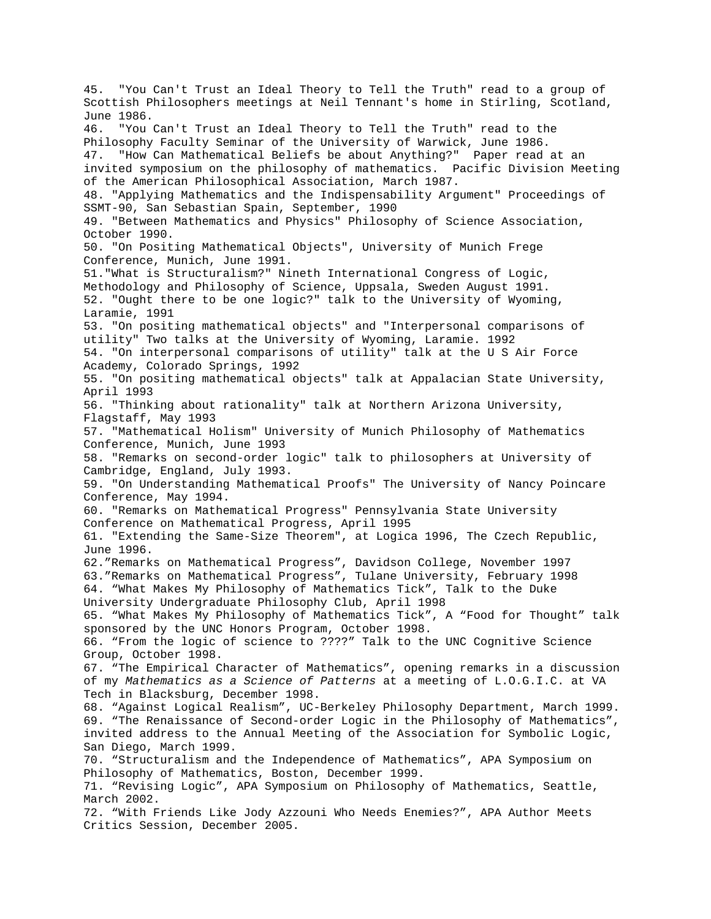45. "You Can't Trust an Ideal Theory to Tell the Truth" read to a group of Scottish Philosophers meetings at Neil Tennant's home in Stirling, Scotland, June 1986.
46. "You Can't Trust an Ideal Theory to Tell the Truth" read to the Philosophy Faculty Seminar of the University of Warwick, June 1986.
47. "How Can Mathematical Beliefs be about Anything?" Paper read at an invited symposium on the philosophy of mathematics. Pacific Division Meeting of the American Philosophical Association, March 1987.
48. "Applying Mathematics and the Indispensability Argument" Proceedings of SSMT-90, San Sebastian Spain, September, 1990
49. "Between Mathematics and Physics" Philosophy of Science Association, October 1990.
50. "On Positing Mathematical Objects", University of Munich Frege Conference, Munich, June 1991.
51."What is Structuralism?" Nineth International Congress of Logic, Methodology and Philosophy of Science, Uppsala, Sweden August 1991.
52. "Ought there to be one logic?" talk to the University of Wyoming, Laramie, 1991
53. "On positing mathematical objects" and "Interpersonal comparisons of utility" Two talks at the University of Wyoming, Laramie. 1992
54. "On interpersonal comparisons of utility" talk at the U S Air Force Academy, Colorado Springs, 1992
55. "On positing mathematical objects" talk at Appalacian State University, April 1993
56. "Thinking about rationality" talk at Northern Arizona University, Flagstaff, May 1993
57. "Mathematical Holism" University of Munich Philosophy of Mathematics Conference, Munich, June 1993
58. "Remarks on second-order logic" talk to philosophers at University of Cambridge, England, July 1993.
59. "On Understanding Mathematical Proofs" The University of Nancy Poincare Conference, May 1994.
60. "Remarks on Mathematical Progress" Pennsylvania State University Conference on Mathematical Progress, April 1995
61. "Extending the Same-Size Theorem", at Logica 1996, The Czech Republic, June 1996.
62."Remarks on Mathematical Progress", Davidson College, November 1997
63."Remarks on Mathematical Progress", Tulane University, February 1998
64. "What Makes My Philosophy of Mathematics Tick", Talk to the Duke University Undergraduate Philosophy Club, April 1998
65. "What Makes My Philosophy of Mathematics Tick", A "Food for Thought" talk sponsored by the UNC Honors Program, October 1998.
66. "From the logic of science to ????" Talk to the UNC Cognitive Science Group, October 1998.
67. "The Empirical Character of Mathematics", opening remarks in a discussion of my *Mathematics as a Science of Patterns* at a meeting of L.O.G.I.C. at VA Tech in Blacksburg, December 1998.
68. "Against Logical Realism", UC-Berkeley Philosophy Department, March 1999.
69. "The Renaissance of Second-order Logic in the Philosophy of Mathematics", invited address to the Annual Meeting of the Association for Symbolic Logic, San Diego, March 1999.
70. "Structuralism and the Independence of Mathematics", APA Symposium on Philosophy of Mathematics, Boston, December 1999.
71. "Revising Logic", APA Symposium on Philosophy of Mathematics, Seattle, March 2002.
72. "With Friends Like Jody Azzouni Who Needs Enemies?", APA Author Meets Critics Session, December 2005.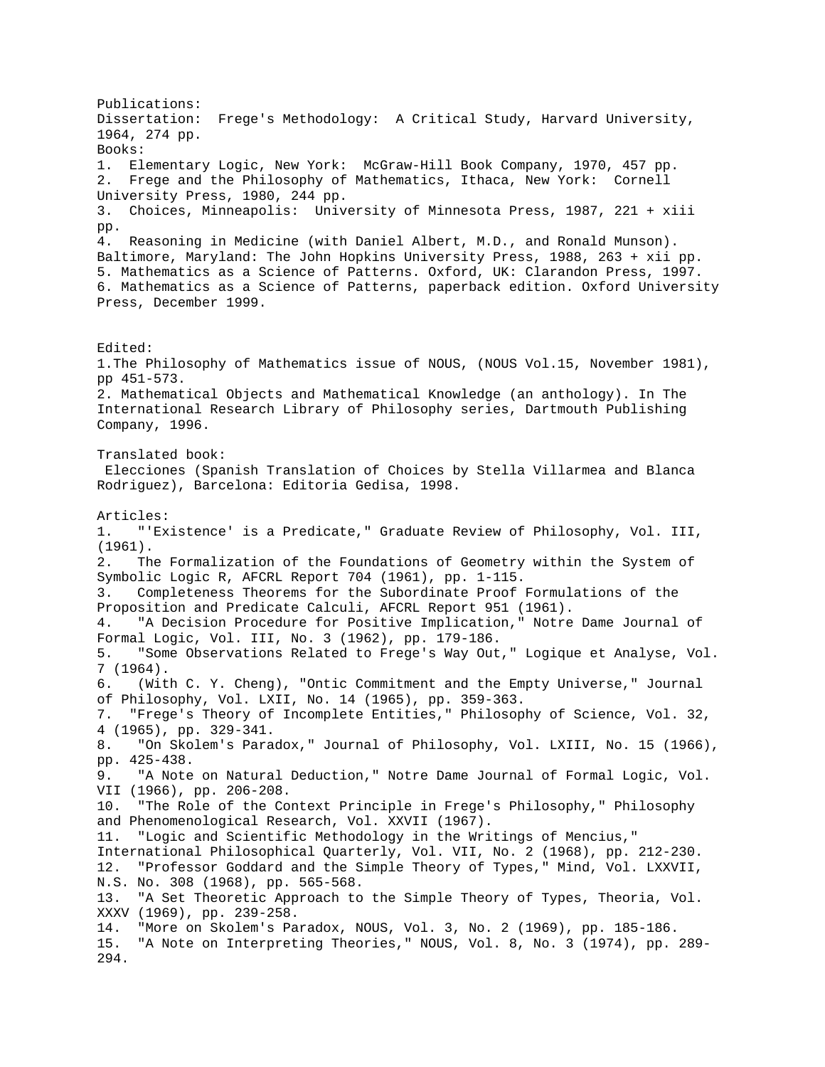Publications:

Dissertation: Frege's Methodology: A Critical Study, Harvard University, 1964, 274 pp.

Books:

1. Elementary Logic, New York: McGraw-Hill Book Company, 1970, 457 pp.
2. Frege and the Philosophy of Mathematics, Ithaca, New York: Cornell University Press, 1980, 244 pp.
3. Choices, Minneapolis: University of Minnesota Press, 1987, 221 + xiii pp.
4. Reasoning in Medicine (with Daniel Albert, M.D., and Ronald Munson). Baltimore, Maryland: The John Hopkins University Press, 1988, 263 + xii pp.
5. Mathematics as a Science of Patterns. Oxford, UK: Clarandon Press, 1997.
6. Mathematics as a Science of Patterns, paperback edition. Oxford University Press, December 1999.

Edited:

1. The Philosophy of Mathematics issue of NOUS, (NOUS Vol.15, November 1981), pp 451-573.
2. Mathematical Objects and Mathematical Knowledge (an anthology). In The International Research Library of Philosophy series, Dartmouth Publishing Company, 1996.

Translated book:

Elecciones (Spanish Translation of Choices by Stella Villarmea and Blanca Rodriguez), Barcelona: Editoria Gedisa, 1998.

Articles:

1. "'Existence' is a Predicate," Graduate Review of Philosophy, Vol. III, (1961).
2. The Formalization of the Foundations of Geometry within the System of Symbolic Logic R, AFCRL Report 704 (1961), pp. 1-115.
3. Completeness Theorems for the Subordinate Proof Formulations of the Proposition and Predicate Calculi, AFCRL Report 951 (1961).
4. "A Decision Procedure for Positive Implication," Notre Dame Journal of Formal Logic, Vol. III, No. 3 (1962), pp. 179-186.
5. "Some Observations Related to Frege's Way Out," Logique et Analyse, Vol. 7 (1964).
6. (With C. Y. Cheng), "Ontic Commitment and the Empty Universe," Journal of Philosophy, Vol. LXII, No. 14 (1965), pp. 359-363.
7. "Frege's Theory of Incomplete Entities," Philosophy of Science, Vol. 32, 4 (1965), pp. 329-341.
8. "On Skolem's Paradox," Journal of Philosophy, Vol. LXIII, No. 15 (1966), pp. 425-438.
9. "A Note on Natural Deduction," Notre Dame Journal of Formal Logic, Vol. VII (1966), pp. 206-208.
10. "The Role of the Context Principle in Frege's Philosophy," Philosophy and Phenomenological Research, Vol. XXVII (1967).
11. "Logic and Scientific Methodology in the Writings of Mencius," International Philosophical Quarterly, Vol. VII, No. 2 (1968), pp. 212-230.
12. "Professor Goddard and the Simple Theory of Types," Mind, Vol. LXXVII, N.S. No. 308 (1968), pp. 565-568.
13. "A Set Theoretic Approach to the Simple Theory of Types, Theoria, Vol. XXXV (1969), pp. 239-258.
14. "More on Skolem's Paradox, NOUS, Vol. 3, No. 2 (1969), pp. 185-186.
15. "A Note on Interpreting Theories," NOUS, Vol. 8, No. 3 (1974), pp. 289-294.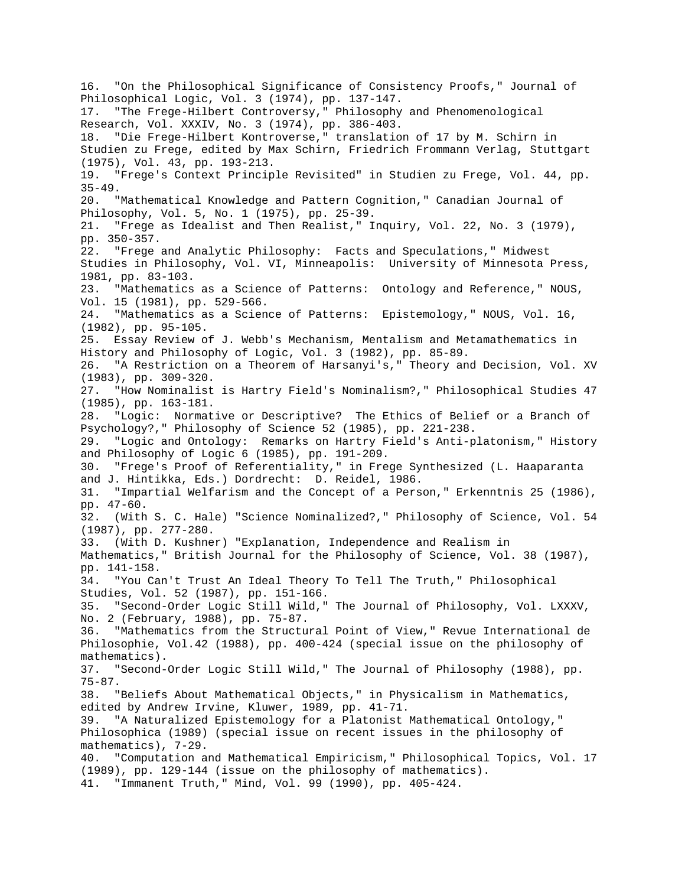16. "On the Philosophical Significance of Consistency Proofs," Journal of Philosophical Logic, Vol. 3 (1974), pp. 137-147.
17. "The Frege-Hilbert Controversy," Philosophy and Phenomenological Research, Vol. XXXIV, No. 3 (1974), pp. 386-403.
18. "Die Frege-Hilbert Kontroverse," translation of 17 by M. Schirn in Studien zu Frege, edited by Max Schirn, Friedrich Frommann Verlag, Stuttgart (1975), Vol. 43, pp. 193-213.
19. "Frege's Context Principle Revisited" in Studien zu Frege, Vol. 44, pp. 35-49.
20. "Mathematical Knowledge and Pattern Cognition," Canadian Journal of Philosophy, Vol. 5, No. 1 (1975), pp. 25-39.
21. "Frege as Idealist and Then Realist," Inquiry, Vol. 22, No. 3 (1979), pp. 350-357.
22. "Frege and Analytic Philosophy: Facts and Speculations," Midwest Studies in Philosophy, Vol. VI, Minneapolis: University of Minnesota Press, 1981, pp. 83-103.
23. "Mathematics as a Science of Patterns: Ontology and Reference," NOUS, Vol. 15 (1981), pp. 529-566.
24. "Mathematics as a Science of Patterns: Epistemology," NOUS, Vol. 16, (1982), pp. 95-105.
25. Essay Review of J. Webb's Mechanism, Mentalism and Metamathematics in History and Philosophy of Logic, Vol. 3 (1982), pp. 85-89.
26. "A Restriction on a Theorem of Harsanyi's," Theory and Decision, Vol. XV (1983), pp. 309-320.
27. "How Nominalist is Hartry Field's Nominalism?," Philosophical Studies 47 (1985), pp. 163-181.
28. "Logic: Normative or Descriptive? The Ethics of Belief or a Branch of Psychology?," Philosophy of Science 52 (1985), pp. 221-238.
29. "Logic and Ontology: Remarks on Hartry Field's Anti-platonism," History and Philosophy of Logic 6 (1985), pp. 191-209.
30. "Frege's Proof of Referentiality," in Frege Synthesized (L. Haaparanta and J. Hintikka, Eds.) Dordrecht: D. Reidel, 1986.
31. "Impartial Welfarism and the Concept of a Person," Erkenntnis 25 (1986), pp. 47-60.
32. (With S. C. Hale) "Science Nominalized?," Philosophy of Science, Vol. 54 (1987), pp. 277-280.
33. (With D. Kushner) "Explanation, Independence and Realism in Mathematics," British Journal for the Philosophy of Science, Vol. 38 (1987), pp. 141-158.
34. "You Can't Trust An Ideal Theory To Tell The Truth," Philosophical Studies, Vol. 52 (1987), pp. 151-166.
35. "Second-Order Logic Still Wild," The Journal of Philosophy, Vol. LXXXV, No. 2 (February, 1988), pp. 75-87.
36. "Mathematics from the Structural Point of View," Revue International de Philosophie, Vol.42 (1988), pp. 400-424 (special issue on the philosophy of mathematics).
37. "Second-Order Logic Still Wild," The Journal of Philosophy (1988), pp. 75-87.
38. "Beliefs About Mathematical Objects," in Physicalism in Mathematics, edited by Andrew Irvine, Kluwer, 1989, pp. 41-71.
39. "A Naturalized Epistemology for a Platonist Mathematical Ontology," Philosophica (1989) (special issue on recent issues in the philosophy of mathematics), 7-29.
40. "Computation and Mathematical Empiricism," Philosophical Topics, Vol. 17 (1989), pp. 129-144 (issue on the philosophy of mathematics).
41. "Immanent Truth," Mind, Vol. 99 (1990), pp. 405-424.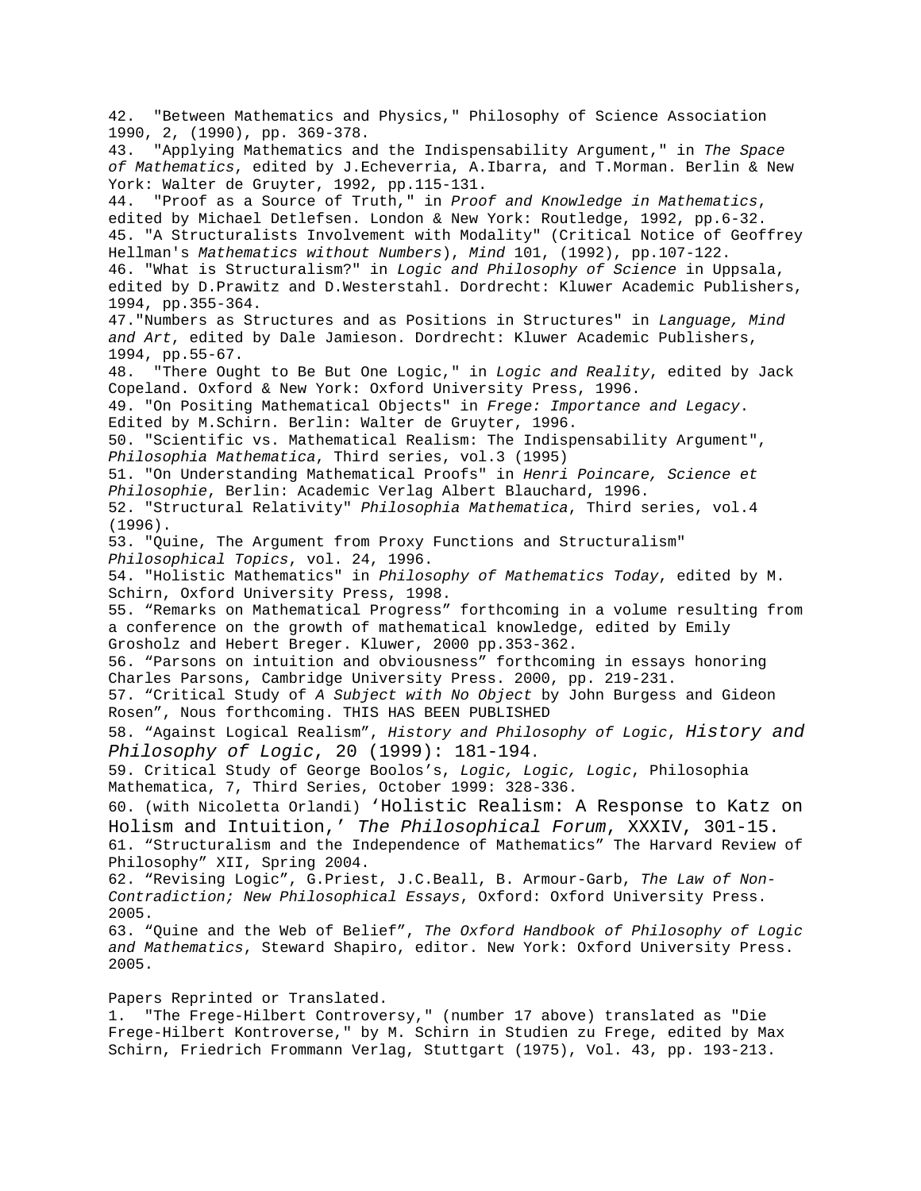42. "Between Mathematics and Physics," Philosophy of Science Association 1990, 2, (1990), pp. 369-378.
43. "Applying Mathematics and the Indispensability Argument," in *The Space of Mathematics*, edited by J.Echeverria, A.Ibarra, and T.Morman. Berlin & New York: Walter de Gruyter, 1992, pp.115-131.
44. "Proof as a Source of Truth," in *Proof and Knowledge in Mathematics*, edited by Michael Detlefsen. London & New York: Routledge, 1992, pp.6-32.
45. "A Structuralists Involvement with Modality" (Critical Notice of Geoffrey Hellman's *Mathematics without Numbers*), *Mind* 101, (1992), pp.107-122.
46. "What is Structuralism?" in *Logic and Philosophy of Science* in Uppsala, edited by D.Prawitz and D.Westerstahl. Dordrecht: Kluwer Academic Publishers, 1994, pp.355-364.
47."Numbers as Structures and as Positions in Structures" in *Language, Mind and Art*, edited by Dale Jamieson. Dordrecht: Kluwer Academic Publishers, 1994, pp.55-67.
48. "There Ought to Be But One Logic," in *Logic and Reality*, edited by Jack Copeland. Oxford & New York: Oxford University Press, 1996.
49. "On Positing Mathematical Objects" in *Frege: Importance and Legacy*. Edited by M.Schirn. Berlin: Walter de Gruyter, 1996.
50. "Scientific vs. Mathematical Realism: The Indispensability Argument", *Philosophia Mathematica*, Third series, vol.3 (1995)
51. "On Understanding Mathematical Proofs" in *Henri Poincare, Science et Philosophie*, Berlin: Academic Verlag Albert Blauchard, 1996.
52. "Structural Relativity" *Philosophia Mathematica*, Third series, vol.4 (1996).
53. "Quine, The Argument from Proxy Functions and Structuralism" *Philosophical Topics*, vol. 24, 1996.
54. "Holistic Mathematics" in *Philosophy of Mathematics Today*, edited by M. Schirn, Oxford University Press, 1998.
55. "Remarks on Mathematical Progress" forthcoming in a volume resulting from a conference on the growth of mathematical knowledge, edited by Emily Grosholz and Hebert Breger. Kluwer, 2000 pp.353-362.
56. "Parsons on intuition and obviousness" forthcoming in essays honoring Charles Parsons, Cambridge University Press. 2000, pp. 219-231.
57. "Critical Study of *A Subject with No Object* by John Burgess and Gideon Rosen", Nous forthcoming. THIS HAS BEEN PUBLISHED
58. "Against Logical Realism", *History and Philosophy of Logic*, *History and Philosophy of Logic*, 20 (1999): 181-194.
59. Critical Study of George Boolos's, *Logic, Logic, Logic*, Philosophia Mathematica, 7, Third Series, October 1999: 328-336.
60. (with Nicoletta Orlandi) 'Holistic Realism: A Response to Katz on Holism and Intuition,' *The Philosophical Forum*, XXXIV, 301-15.
61. "Structuralism and the Independence of Mathematics" The Harvard Review of Philosophy" XII, Spring 2004.
62. "Revising Logic", G.Priest, J.C.Beall, B. Armour-Garb, *The Law of Non-Contradiction; New Philosophical Essays*, Oxford: Oxford University Press. 2005.
63. "Quine and the Web of Belief", *The Oxford Handbook of Philosophy of Logic and Mathematics*, Steward Shapiro, editor. New York: Oxford University Press. 2005.

Papers Reprinted or Translated.

1. "The Frege-Hilbert Controversy," (number 17 above) translated as "Die Frege-Hilbert Kontroverse," by M. Schirn in Studien zu Frege, edited by Max Schirn, Friedrich Frommann Verlag, Stuttgart (1975), Vol. 43, pp. 193-213.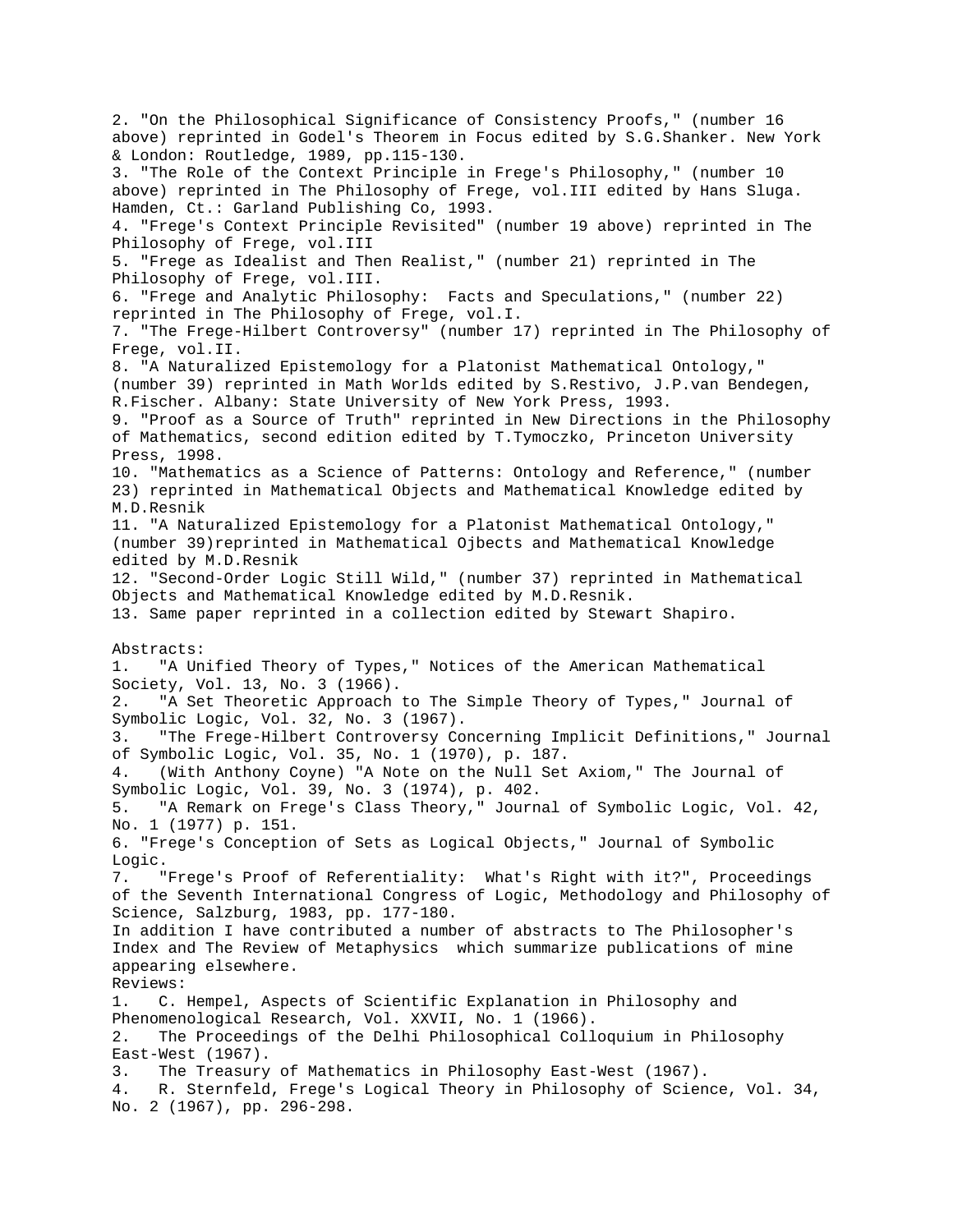2. "On the Philosophical Significance of Consistency Proofs," (number 16 above) reprinted in Godel's Theorem in Focus edited by S.G.Shanker. New York & London: Routledge, 1989, pp.115-130.
3. "The Role of the Context Principle in Frege's Philosophy," (number 10 above) reprinted in The Philosophy of Frege, vol.III edited by Hans Sluga. Hamden, Ct.: Garland Publishing Co, 1993.
4. "Frege's Context Principle Revisited" (number 19 above) reprinted in The Philosophy of Frege, vol.III
5. "Frege as Idealist and Then Realist," (number 21) reprinted in The Philosophy of Frege, vol.III.
6. "Frege and Analytic Philosophy:  Facts and Speculations," (number 22) reprinted in The Philosophy of Frege, vol.I.
7. "The Frege-Hilbert Controversy" (number 17) reprinted in The Philosophy of Frege, vol.II.
8. "A Naturalized Epistemology for a Platonist Mathematical Ontology," (number 39) reprinted in Math Worlds edited by S.Restivo, J.P.van Bendegen, R.Fischer. Albany: State University of New York Press, 1993.
9. "Proof as a Source of Truth" reprinted in New Directions in the Philosophy of Mathematics, second edition edited by T.Tymoczko, Princeton University Press, 1998.
10. "Mathematics as a Science of Patterns: Ontology and Reference," (number 23) reprinted in Mathematical Objects and Mathematical Knowledge edited by M.D.Resnik
11. "A Naturalized Epistemology for a Platonist Mathematical Ontology," (number 39)reprinted in Mathematical Ojbects and Mathematical Knowledge edited by M.D.Resnik
12. "Second-Order Logic Still Wild," (number 37) reprinted in Mathematical Objects and Mathematical Knowledge edited by M.D.Resnik.
13. Same paper reprinted in a collection edited by Stewart Shapiro.

Abstracts:
1. "A Unified Theory of Types," Notices of the American Mathematical Society, Vol. 13, No. 3 (1966).
2. "A Set Theoretic Approach to The Simple Theory of Types," Journal of Symbolic Logic, Vol. 32, No. 3 (1967).
3. "The Frege-Hilbert Controversy Concerning Implicit Definitions," Journal of Symbolic Logic, Vol. 35, No. 1 (1970), p. 187.
4. (With Anthony Coyne) "A Note on the Null Set Axiom," The Journal of Symbolic Logic, Vol. 39, No. 3 (1974), p. 402.
5. "A Remark on Frege's Class Theory," Journal of Symbolic Logic, Vol. 42, No. 1 (1977) p. 151.
6. "Frege's Conception of Sets as Logical Objects," Journal of Symbolic Logic.
7. "Frege's Proof of Referentiality:  What's Right with it?", Proceedings of the Seventh International Congress of Logic, Methodology and Philosophy of Science, Salzburg, 1983, pp. 177-180.

In addition I have contributed a number of abstracts to The Philosopher's Index and The Review of Metaphysics  which summarize publications of mine appearing elsewhere.

Reviews:
1. C. Hempel, Aspects of Scientific Explanation in Philosophy and Phenomenological Research, Vol. XXVII, No. 1 (1966).
2. The Proceedings of the Delhi Philosophical Colloquium in Philosophy East-West (1967).
3. The Treasury of Mathematics in Philosophy East-West (1967).
4. R. Sternfeld, Frege's Logical Theory in Philosophy of Science, Vol. 34, No. 2 (1967), pp. 296-298.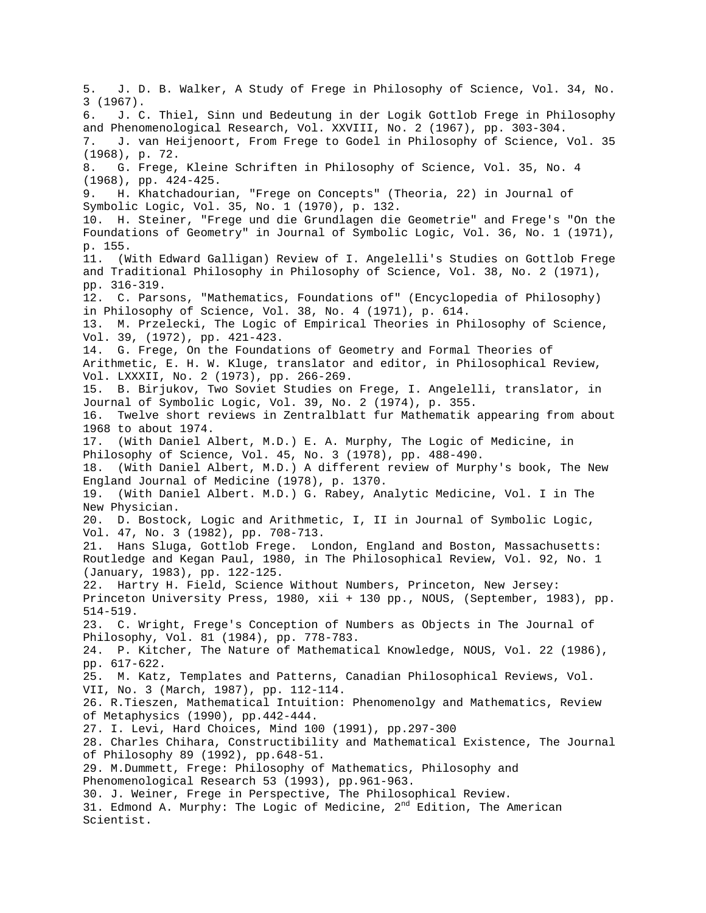5. J. D. B. Walker, A Study of Frege in Philosophy of Science, Vol. 34, No. 3 (1967).
6. J. C. Thiel, Sinn und Bedeutung in der Logik Gottlob Frege in Philosophy and Phenomenological Research, Vol. XXVIII, No. 2 (1967), pp. 303-304.
7. J. van Heijenoort, From Frege to Godel in Philosophy of Science, Vol. 35 (1968), p. 72.
8. G. Frege, Kleine Schriften in Philosophy of Science, Vol. 35, No. 4 (1968), pp. 424-425.
9. H. Khatchadourian, "Frege on Concepts" (Theoria, 22) in Journal of Symbolic Logic, Vol. 35, No. 1 (1970), p. 132.
10. H. Steiner, "Frege und die Grundlagen die Geometrie" and Frege's "On the Foundations of Geometry" in Journal of Symbolic Logic, Vol. 36, No. 1 (1971), p. 155.
11. (With Edward Galligan) Review of I. Angelelli's Studies on Gottlob Frege and Traditional Philosophy in Philosophy of Science, Vol. 38, No. 2 (1971), pp. 316-319.
12. C. Parsons, "Mathematics, Foundations of" (Encyclopedia of Philosophy) in Philosophy of Science, Vol. 38, No. 4 (1971), p. 614.
13. M. Przelecki, The Logic of Empirical Theories in Philosophy of Science, Vol. 39, (1972), pp. 421-423.
14. G. Frege, On the Foundations of Geometry and Formal Theories of Arithmetic, E. H. W. Kluge, translator and editor, in Philosophical Review, Vol. LXXXII, No. 2 (1973), pp. 266-269.
15. B. Birjukov, Two Soviet Studies on Frege, I. Angelelli, translator, in Journal of Symbolic Logic, Vol. 39, No. 2 (1974), p. 355.
16. Twelve short reviews in Zentralblatt fur Mathematik appearing from about 1968 to about 1974.
17. (With Daniel Albert, M.D.) E. A. Murphy, The Logic of Medicine, in Philosophy of Science, Vol. 45, No. 3 (1978), pp. 488-490.
18. (With Daniel Albert, M.D.) A different review of Murphy's book, The New England Journal of Medicine (1978), p. 1370.
19. (With Daniel Albert. M.D.) G. Rabey, Analytic Medicine, Vol. I in The New Physician.
20. D. Bostock, Logic and Arithmetic, I, II in Journal of Symbolic Logic, Vol. 47, No. 3 (1982), pp. 708-713.
21. Hans Sluga, Gottlob Frege. London, England and Boston, Massachusetts: Routledge and Kegan Paul, 1980, in The Philosophical Review, Vol. 92, No. 1 (January, 1983), pp. 122-125.
22. Hartry H. Field, Science Without Numbers, Princeton, New Jersey: Princeton University Press, 1980, xii + 130 pp., NOUS, (September, 1983), pp. 514-519.
23. C. Wright, Frege's Conception of Numbers as Objects in The Journal of Philosophy, Vol. 81 (1984), pp. 778-783.
24. P. Kitcher, The Nature of Mathematical Knowledge, NOUS, Vol. 22 (1986), pp. 617-622.
25. M. Katz, Templates and Patterns, Canadian Philosophical Reviews, Vol. VII, No. 3 (March, 1987), pp. 112-114.
26. R.Tieszen, Mathematical Intuition: Phenomenolgy and Mathematics, Review of Metaphysics (1990), pp.442-444.
27. I. Levi, Hard Choices, Mind 100 (1991), pp.297-300
28. Charles Chihara, Constructibility and Mathematical Existence, The Journal of Philosophy 89 (1992), pp.648-51.
29. M.Dummett, Frege: Philosophy of Mathematics, Philosophy and Phenomenological Research 53 (1993), pp.961-963.
30. J. Weiner, Frege in Perspective, The Philosophical Review.
31. Edmond A. Murphy: The Logic of Medicine, 2nd Edition, The American Scientist.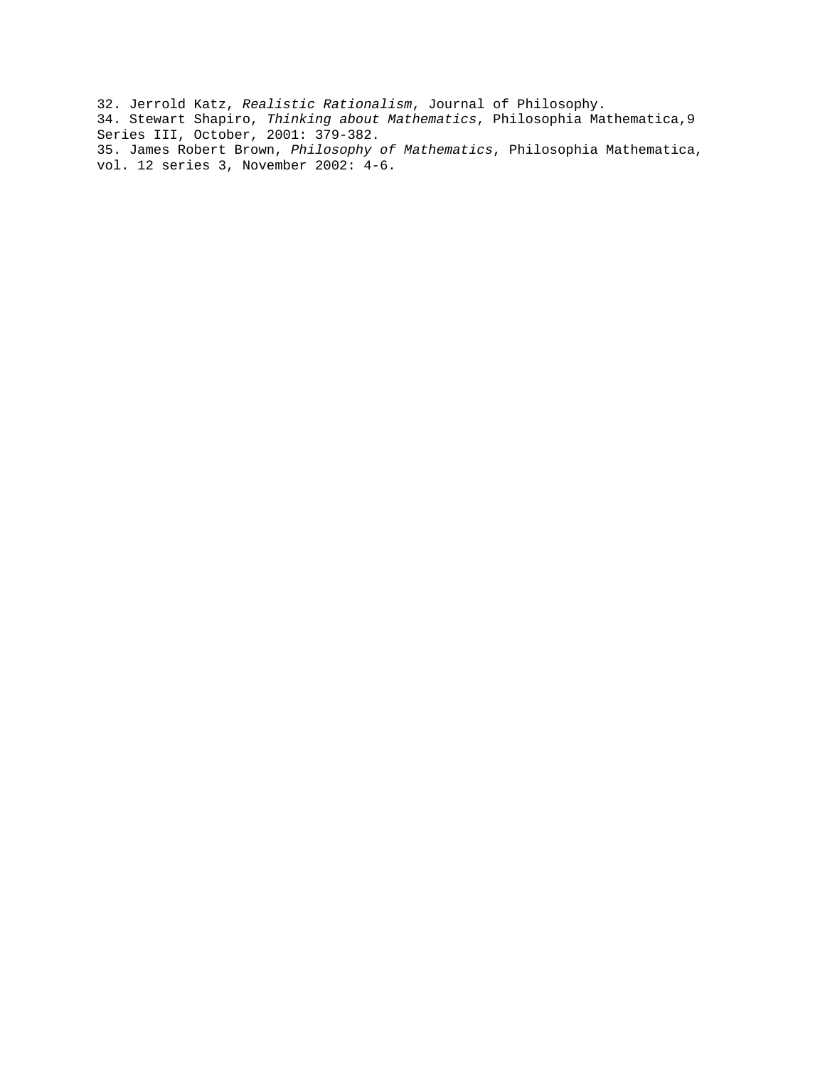32. Jerrold Katz, *Realistic Rationalism*, Journal of Philosophy.
34. Stewart Shapiro, *Thinking about Mathematics*, Philosophia Mathematica,9 Series III, October, 2001: 379-382.
35. James Robert Brown, *Philosophy of Mathematics*, Philosophia Mathematica, vol. 12 series 3, November 2002: 4-6.